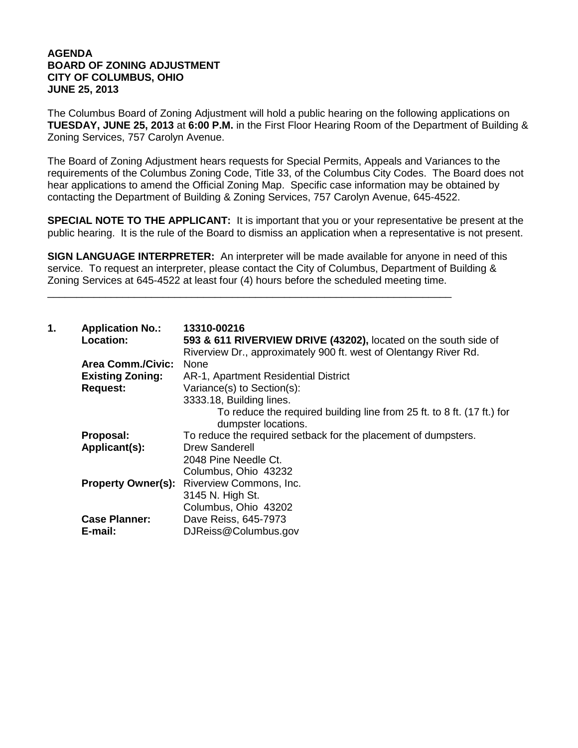**AGENDA**
**BOARD OF ZONING ADJUSTMENT**
**CITY OF COLUMBUS, OHIO**
**JUNE 25, 2013**

The Columbus Board of Zoning Adjustment will hold a public hearing on the following applications on **TUESDAY, JUNE 25, 2013** at **6:00 P.M.** in the First Floor Hearing Room of the Department of Building & Zoning Services, 757 Carolyn Avenue.

The Board of Zoning Adjustment hears requests for Special Permits, Appeals and Variances to the requirements of the Columbus Zoning Code, Title 33, of the Columbus City Codes. The Board does not hear applications to amend the Official Zoning Map. Specific case information may be obtained by contacting the Department of Building & Zoning Services, 757 Carolyn Avenue, 645-4522.

**SPECIAL NOTE TO THE APPLICANT:** It is important that you or your representative be present at the public hearing. It is the rule of the Board to dismiss an application when a representative is not present.

**SIGN LANGUAGE INTERPRETER:** An interpreter will be made available for anyone in need of this service. To request an interpreter, please contact the City of Columbus, Department of Building & Zoning Services at 645-4522 at least four (4) hours before the scheduled meeting time.

---

**1. Application No.:** **13310-00216**

**Location:** **593 & 611 RIVERVIEW DRIVE (43202),** located on the south side of Riverview Dr., approximately 900 ft. west of Olentangy River Rd.

**Area Comm./Civic:** None

**Existing Zoning:** AR-1, Apartment Residential District

**Request:** Variance(s) to Section(s):
3333.18, Building lines.
To reduce the required building line from 25 ft. to 8 ft. (17 ft.) for dumpster locations.

**Proposal:** To reduce the required setback for the placement of dumpsters.

**Applicant(s):** Drew Sanderell
2048 Pine Needle Ct.
Columbus, Ohio 43232

**Property Owner(s):** Riverview Commons, Inc.
3145 N. High St.
Columbus, Ohio 43202

**Case Planner:** Dave Reiss, 645-7973

**E-mail:** DJReiss@Columbus.gov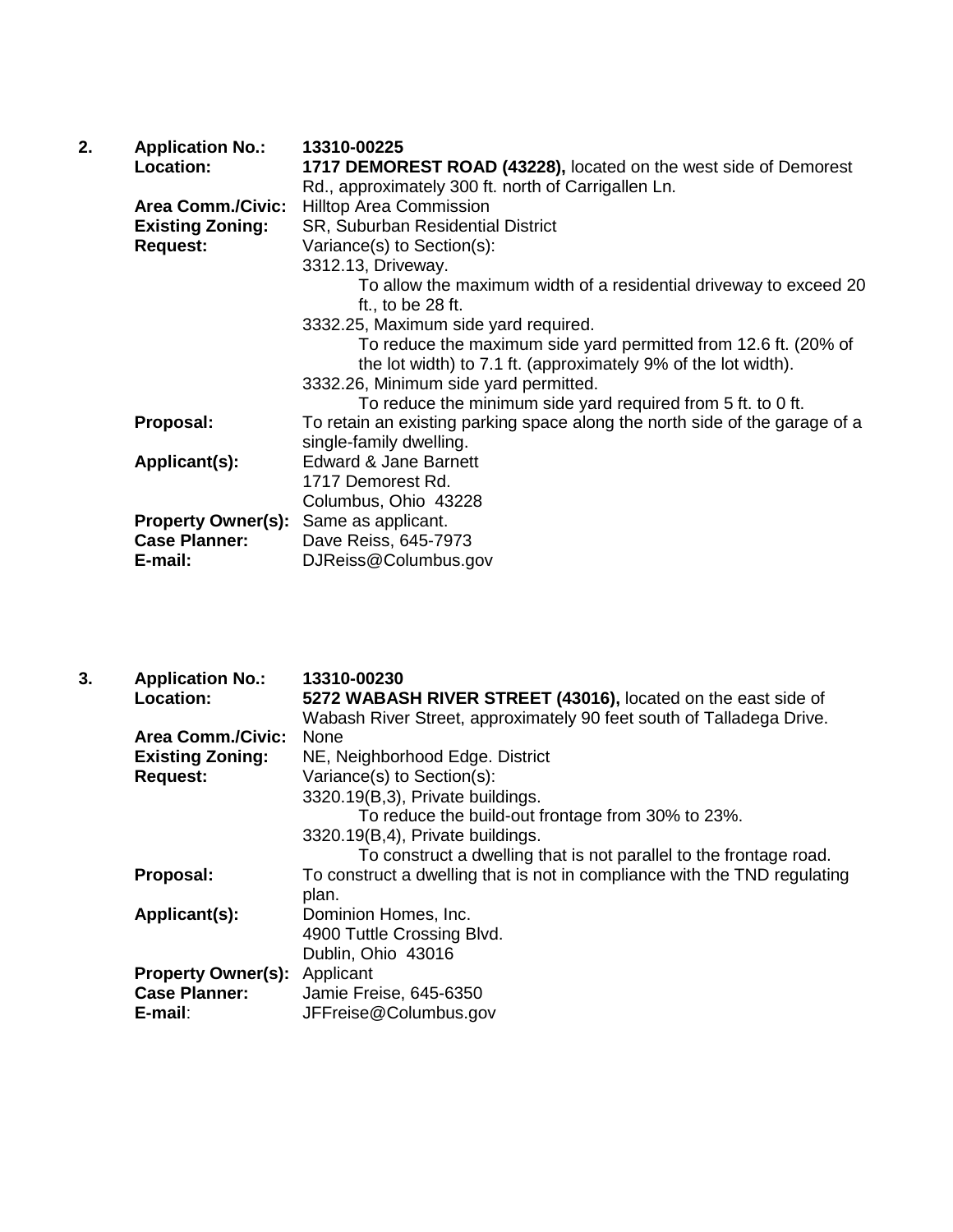**2. Application No.:** **13310-00225**

**Location:** **1717 DEMOREST ROAD (43228),** located on the west side of Demorest Rd., approximately 300 ft. north of Carrigallen Ln.

**Area Comm./Civic:** Hilltop Area Commission

**Existing Zoning:** SR, Suburban Residential District

**Request:** Variance(s) to Section(s):

3312.13, Driveway.

To allow the maximum width of a residential driveway to exceed 20 ft., to be 28 ft.

3332.25, Maximum side yard required.

To reduce the maximum side yard permitted from 12.6 ft. (20% of the lot width) to 7.1 ft. (approximately 9% of the lot width).

3332.26, Minimum side yard permitted.

To reduce the minimum side yard required from 5 ft. to 0 ft.

**Proposal:** To retain an existing parking space along the north side of the garage of a single-family dwelling.

**Applicant(s):** Edward & Jane Barnett
1717 Demorest Rd.
Columbus, Ohio 43228

**Property Owner(s):** Same as applicant.

**Case Planner:** Dave Reiss, 645-7973

**E-mail:** DJReiss@Columbus.gov

**3. Application No.:** **13310-00230**

**Location:** **5272 WABASH RIVER STREET (43016),** located on the east side of Wabash River Street, approximately 90 feet south of Talladega Drive.

**Area Comm./Civic:** None

**Existing Zoning:** NE, Neighborhood Edge. District

**Request:** Variance(s) to Section(s):

3320.19(B,3), Private buildings.

To reduce the build-out frontage from 30% to 23%.

3320.19(B,4), Private buildings.

To construct a dwelling that is not parallel to the frontage road.

**Proposal:** To construct a dwelling that is not in compliance with the TND regulating plan.

**Applicant(s):** Dominion Homes, Inc.
4900 Tuttle Crossing Blvd.
Dublin, Ohio 43016

**Property Owner(s):** Applicant

**Case Planner:** Jamie Freise, 645-6350

**E-mail**: JFFreise@Columbus.gov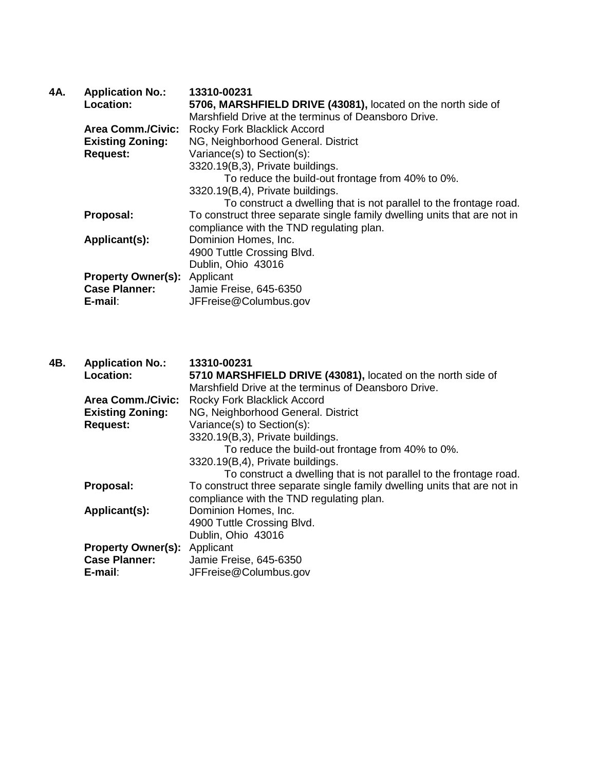**4A.** **Application No.:** **13310-00231**

**Location:** **5706, MARSHFIELD DRIVE (43081),** located on the north side of Marshfield Drive at the terminus of Deansboro Drive.

**Area Comm./Civic:** Rocky Fork Blacklick Accord

**Existing Zoning:** NG, Neighborhood General. District

**Request:** Variance(s) to Section(s):

3320.19(B,3), Private buildings.

To reduce the build-out frontage from 40% to 0%.

3320.19(B,4), Private buildings.

To construct a dwelling that is not parallel to the frontage road.

**Proposal:** To construct three separate single family dwelling units that are not in compliance with the TND regulating plan.

**Applicant(s):** Dominion Homes, Inc.
4900 Tuttle Crossing Blvd.
Dublin, Ohio 43016

**Property Owner(s):** Applicant

**Case Planner:** Jamie Freise, 645-6350

**E-mail**: JFFreise@Columbus.gov

**4B.** **Application No.:** **13310-00231**

**Location:** **5710 MARSHFIELD DRIVE (43081),** located on the north side of Marshfield Drive at the terminus of Deansboro Drive.

**Area Comm./Civic:** Rocky Fork Blacklick Accord

**Existing Zoning:** NG, Neighborhood General. District

**Request:** Variance(s) to Section(s):

3320.19(B,3), Private buildings.

To reduce the build-out frontage from 40% to 0%.

3320.19(B,4), Private buildings.

To construct a dwelling that is not parallel to the frontage road.

**Proposal:** To construct three separate single family dwelling units that are not in compliance with the TND regulating plan.

**Applicant(s):** Dominion Homes, Inc.
4900 Tuttle Crossing Blvd.
Dublin, Ohio 43016

**Property Owner(s):** Applicant

**Case Planner:** Jamie Freise, 645-6350

**E-mail**: JFFreise@Columbus.gov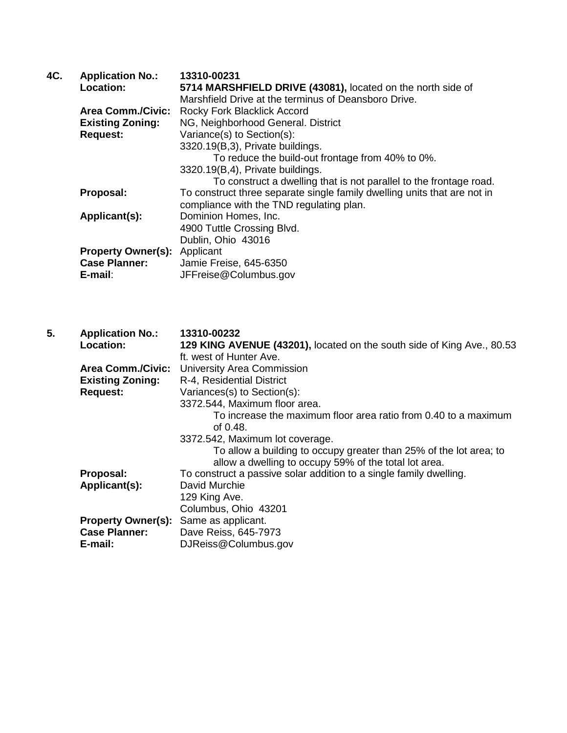**4C. Application No.:** **13310-00231**

**Location:** **5714 MARSHFIELD DRIVE (43081),** located on the north side of Marshfield Drive at the terminus of Deansboro Drive.

**Area Comm./Civic:** Rocky Fork Blacklick Accord

**Existing Zoning:** NG, Neighborhood General. District

**Request:** Variance(s) to Section(s):

3320.19(B,3), Private buildings.

To reduce the build-out frontage from 40% to 0%.

3320.19(B,4), Private buildings.

To construct a dwelling that is not parallel to the frontage road.

**Proposal:** To construct three separate single family dwelling units that are not in compliance with the TND regulating plan.

**Applicant(s):** Dominion Homes, Inc.
4900 Tuttle Crossing Blvd.
Dublin, Ohio 43016

**Property Owner(s):** Applicant

**Case Planner:** Jamie Freise, 645-6350

**E-mail**: JFFreise@Columbus.gov

**5. Application No.:** **13310-00232**

**Location:** **129 KING AVENUE (43201),** located on the south side of King Ave., 80.53 ft. west of Hunter Ave.

**Area Comm./Civic:** University Area Commission

**Existing Zoning:** R-4, Residential District

**Request:** Variances(s) to Section(s):

3372.544, Maximum floor area.

To increase the maximum floor area ratio from 0.40 to a maximum of 0.48.

3372.542, Maximum lot coverage.

To allow a building to occupy greater than 25% of the lot area; to allow a dwelling to occupy 59% of the total lot area.

**Proposal:** To construct a passive solar addition to a single family dwelling.

**Applicant(s):** David Murchie
129 King Ave.
Columbus, Ohio 43201

**Property Owner(s):** Same as applicant.

**Case Planner:** Dave Reiss, 645-7973

**E-mail:** DJReiss@Columbus.gov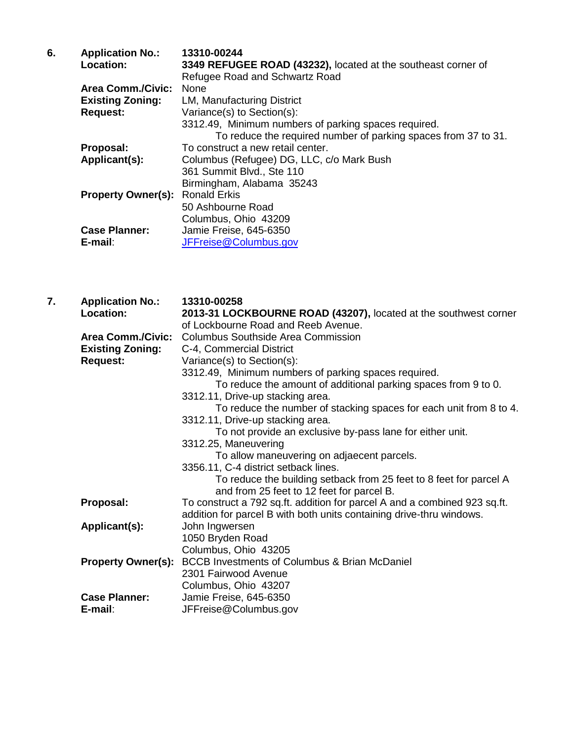6. **Application No.:** **13310-00244**

**Location:** **3349 REFUGEE ROAD (43232),** located at the southeast corner of Refugee Road and Schwartz Road

**Area Comm./Civic:** None

**Existing Zoning:** LM, Manufacturing District

**Request:** Variance(s) to Section(s):

3312.49, Minimum numbers of parking spaces required.
    To reduce the required number of parking spaces from 37 to 31.

**Proposal:** To construct a new retail center.

**Applicant(s):** Columbus (Refugee) DG, LLC, c/o Mark Bush
361 Summit Blvd., Ste 110
Birmingham, Alabama 35243

**Property Owner(s):** Ronald Erkis
50 Ashbourne Road
Columbus, Ohio 43209

**Case Planner:** Jamie Freise, 645-6350

**E-mail**: JFFreise@Columbus.gov

7. **Application No.:** **13310-00258**

**Location:** **2013-31 LOCKBOURNE ROAD (43207),** located at the southwest corner of Lockbourne Road and Reeb Avenue.

**Area Comm./Civic:** Columbus Southside Area Commission

**Existing Zoning:** C-4, Commercial District

**Request:** Variance(s) to Section(s):

3312.49, Minimum numbers of parking spaces required.
    To reduce the amount of additional parking spaces from 9 to 0.

3312.11, Drive-up stacking area.
    To reduce the number of stacking spaces for each unit from 8 to 4.

3312.11, Drive-up stacking area.
    To not provide an exclusive by-pass lane for either unit.

3312.25, Maneuvering
    To allow maneuvering on adjaecent parcels.

3356.11, C-4 district setback lines.
    To reduce the building setback from 25 feet to 8 feet for parcel A and from 25 feet to 12 feet for parcel B.

**Proposal:** To construct a 792 sq.ft. addition for parcel A and a combined 923 sq.ft. addition for parcel B with both units containing drive-thru windows.

**Applicant(s):** John Ingwersen
1050 Bryden Road
Columbus, Ohio 43205

**Property Owner(s):** BCCB Investments of Columbus & Brian McDaniel
2301 Fairwood Avenue
Columbus, Ohio 43207

**Case Planner:** Jamie Freise, 645-6350

**E-mail**: JFFreise@Columbus.gov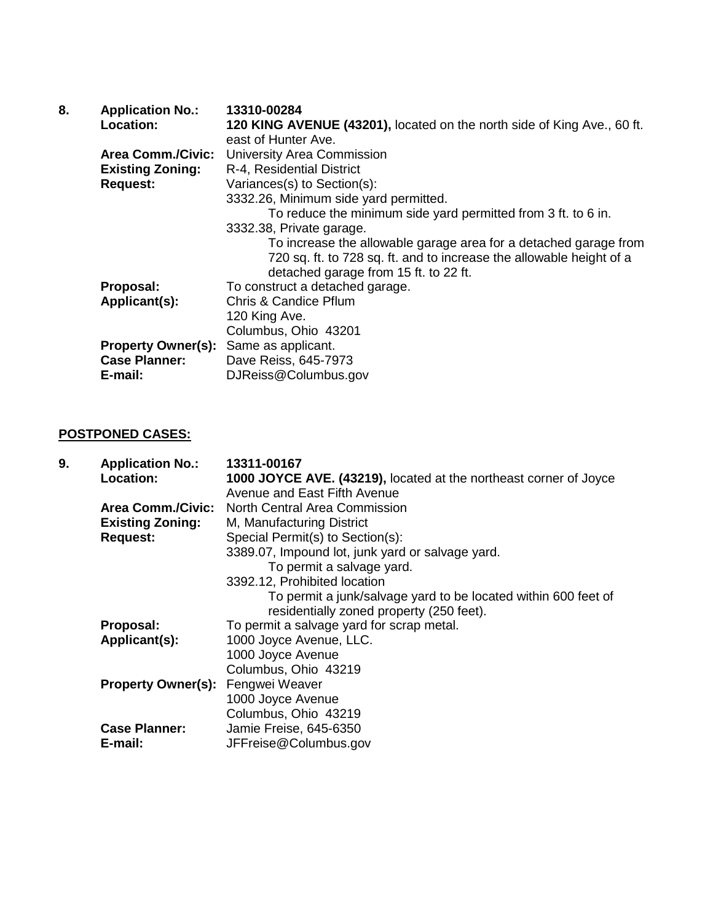**8. Application No.:** **13310-00284**

**Location:** **120 KING AVENUE (43201),** located on the north side of King Ave., 60 ft. east of Hunter Ave.

**Area Comm./Civic:** University Area Commission

**Existing Zoning:** R-4, Residential District

**Request:** Variances(s) to Section(s):

3332.26, Minimum side yard permitted.
To reduce the minimum side yard permitted from 3 ft. to 6 in.

3332.38, Private garage.
To increase the allowable garage area for a detached garage from 720 sq. ft. to 728 sq. ft. and to increase the allowable height of a detached garage from 15 ft. to 22 ft.

**Proposal:** To construct a detached garage.

**Applicant(s):** Chris & Candice Pflum
120 King Ave.
Columbus, Ohio 43201

**Property Owner(s):** Same as applicant.

**Case Planner:** Dave Reiss, 645-7973

**E-mail:** DJReiss@Columbus.gov

## POSTPONED CASES:

**9. Application No.:** **13311-00167**

**Location:** **1000 JOYCE AVE. (43219),** located at the northeast corner of Joyce Avenue and East Fifth Avenue

**Area Comm./Civic:** North Central Area Commission

**Existing Zoning:** M, Manufacturing District

**Request:** Special Permit(s) to Section(s):

3389.07, Impound lot, junk yard or salvage yard.
To permit a salvage yard.

3392.12, Prohibited location
To permit a junk/salvage yard to be located within 600 feet of residentially zoned property (250 feet).

**Proposal:** To permit a salvage yard for scrap metal.

**Applicant(s):** 1000 Joyce Avenue, LLC.
1000 Joyce Avenue
Columbus, Ohio 43219

**Property Owner(s):** Fengwei Weaver
1000 Joyce Avenue
Columbus, Ohio 43219

**Case Planner:** Jamie Freise, 645-6350

**E-mail:** JFFreise@Columbus.gov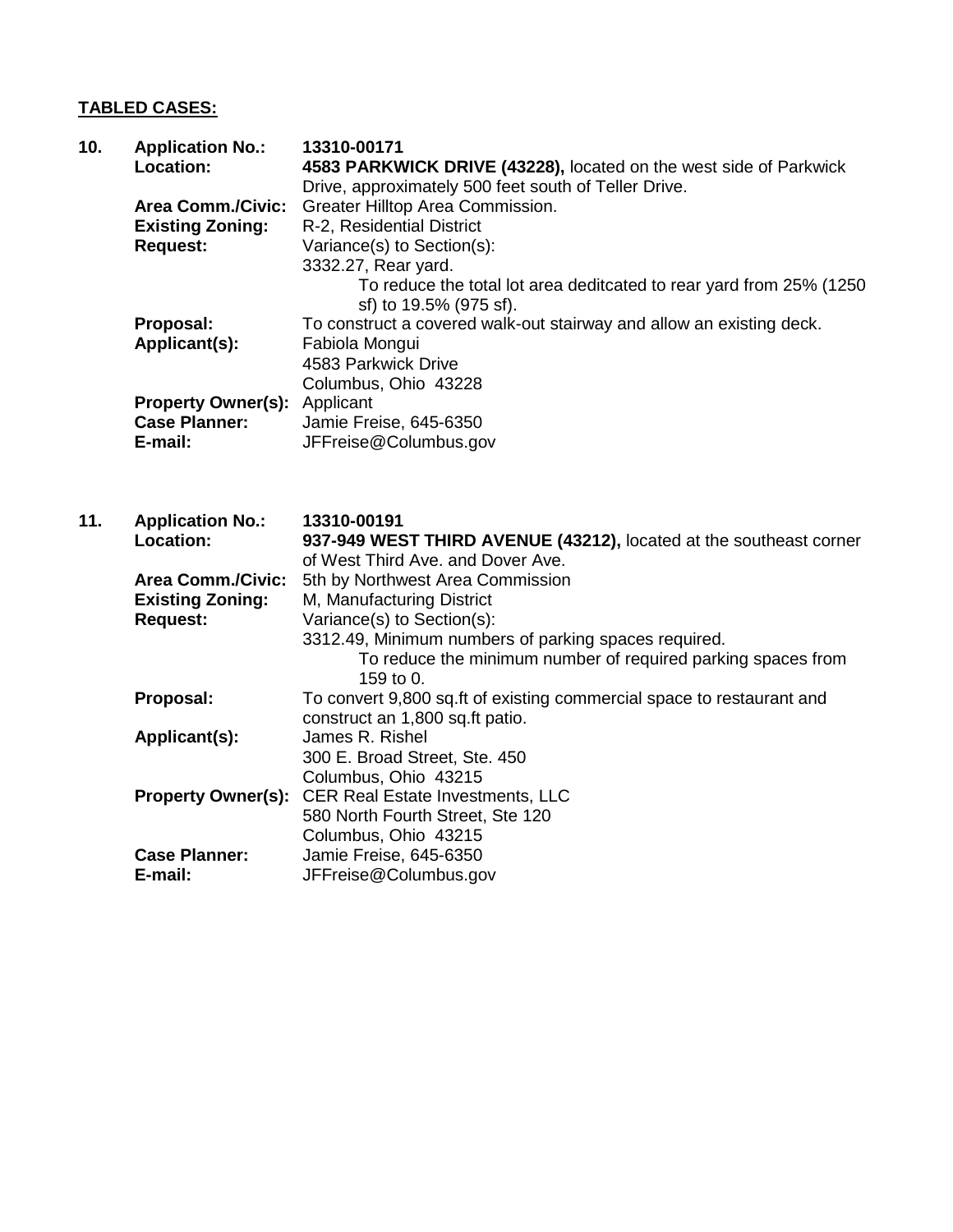**TABLED CASES:**

**10. Application No.:** **13310-00171**

**Location:** **4583 PARKWICK DRIVE (43228),** located on the west side of Parkwick Drive, approximately 500 feet south of Teller Drive.

**Area Comm./Civic:** Greater Hilltop Area Commission.

**Existing Zoning:** R-2, Residential District

**Request:** Variance(s) to Section(s):

3332.27, Rear yard.

To reduce the total lot area deditcated to rear yard from 25% (1250 sf) to 19.5% (975 sf).

**Proposal:** To construct a covered walk-out stairway and allow an existing deck.

**Applicant(s):** Fabiola Mongui
4583 Parkwick Drive
Columbus, Ohio 43228

**Property Owner(s):** Applicant

**Case Planner:** Jamie Freise, 645-6350

**E-mail:** JFFreise@Columbus.gov

**11. Application No.:** **13310-00191**

**Location:** **937-949 WEST THIRD AVENUE (43212),** located at the southeast corner of West Third Ave. and Dover Ave.

**Area Comm./Civic:** 5th by Northwest Area Commission

**Existing Zoning:** M, Manufacturing District

**Request:** Variance(s) to Section(s):

3312.49, Minimum numbers of parking spaces required.

To reduce the minimum number of required parking spaces from 159 to 0.

**Proposal:** To convert 9,800 sq.ft of existing commercial space to restaurant and construct an 1,800 sq.ft patio.

**Applicant(s):** James R. Rishel
300 E. Broad Street, Ste. 450
Columbus, Ohio 43215

**Property Owner(s):** CER Real Estate Investments, LLC
580 North Fourth Street, Ste 120
Columbus, Ohio 43215

**Case Planner:** Jamie Freise, 645-6350

**E-mail:** JFFreise@Columbus.gov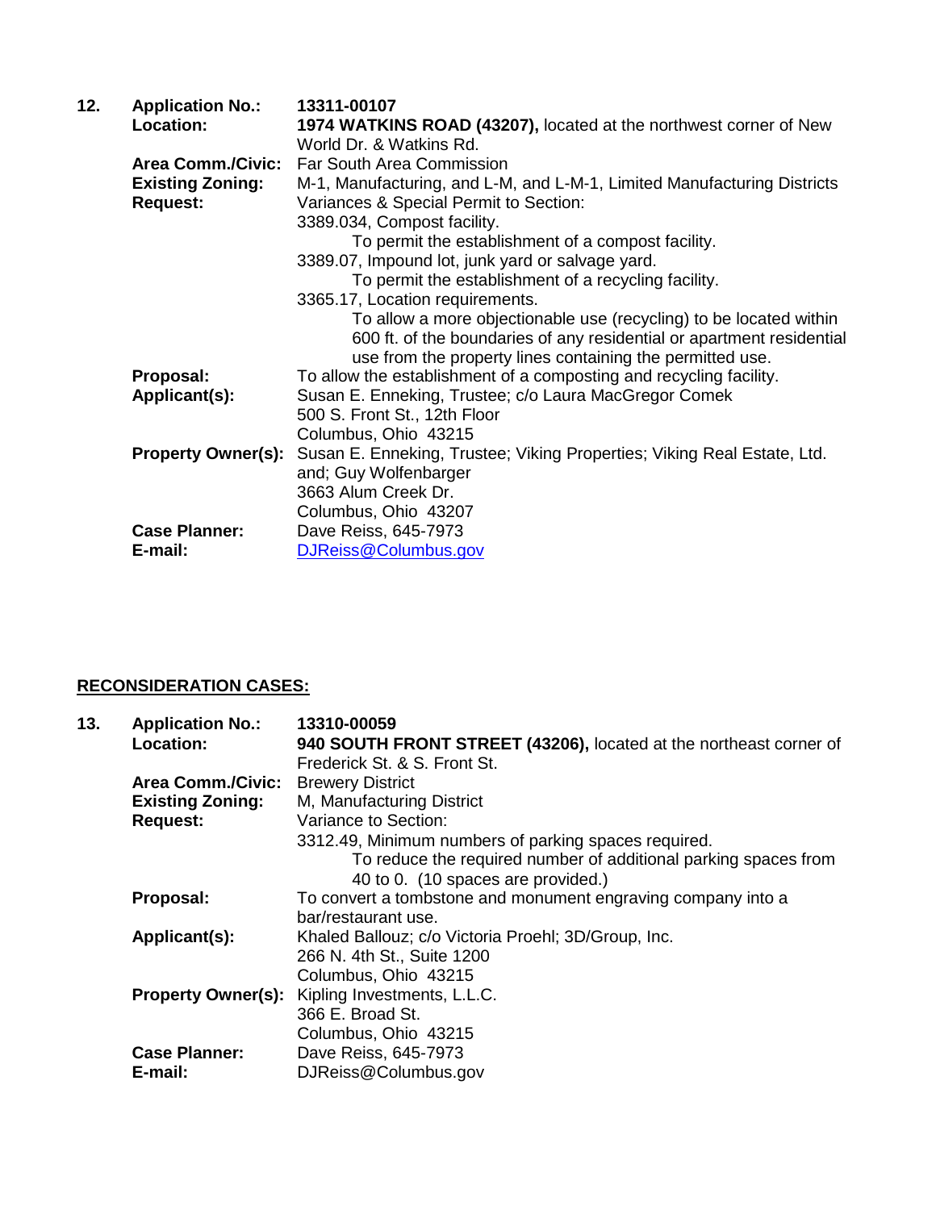**12.** **Application No.:** **13311-00107**

**Location:** **1974 WATKINS ROAD (43207),** located at the northwest corner of New World Dr. & Watkins Rd.

**Area Comm./Civic:** Far South Area Commission

**Existing Zoning:** M-1, Manufacturing, and L-M, and L-M-1, Limited Manufacturing Districts

**Request:** Variances & Special Permit to Section:

3389.034, Compost facility.

To permit the establishment of a compost facility.

3389.07, Impound lot, junk yard or salvage yard.

To permit the establishment of a recycling facility.

3365.17, Location requirements.

To allow a more objectionable use (recycling) to be located within 600 ft. of the boundaries of any residential or apartment residential use from the property lines containing the permitted use.

**Proposal:** To allow the establishment of a composting and recycling facility.

**Applicant(s):** Susan E. Enneking, Trustee; c/o Laura MacGregor Comek
500 S. Front St., 12th Floor
Columbus, Ohio 43215

**Property Owner(s):** Susan E. Enneking, Trustee; Viking Properties; Viking Real Estate, Ltd. and; Guy Wolfenbarger
3663 Alum Creek Dr.
Columbus, Ohio 43207

**Case Planner:** Dave Reiss, 645-7973

**E-mail:** DJReiss@Columbus.gov

## RECONSIDERATION CASES:

**13.** **Application No.:** **13310-00059**

**Location:** **940 SOUTH FRONT STREET (43206),** located at the northeast corner of Frederick St. & S. Front St.

**Area Comm./Civic:** Brewery District

**Existing Zoning:** M, Manufacturing District

**Request:** Variance to Section:

3312.49, Minimum numbers of parking spaces required.

To reduce the required number of additional parking spaces from 40 to 0. (10 spaces are provided.)

**Proposal:** To convert a tombstone and monument engraving company into a bar/restaurant use.

**Applicant(s):** Khaled Ballouz; c/o Victoria Proehl; 3D/Group, Inc.
266 N. 4th St., Suite 1200
Columbus, Ohio 43215

**Property Owner(s):** Kipling Investments, L.L.C.
366 E. Broad St.
Columbus, Ohio 43215

**Case Planner:** Dave Reiss, 645-7973

**E-mail:** DJReiss@Columbus.gov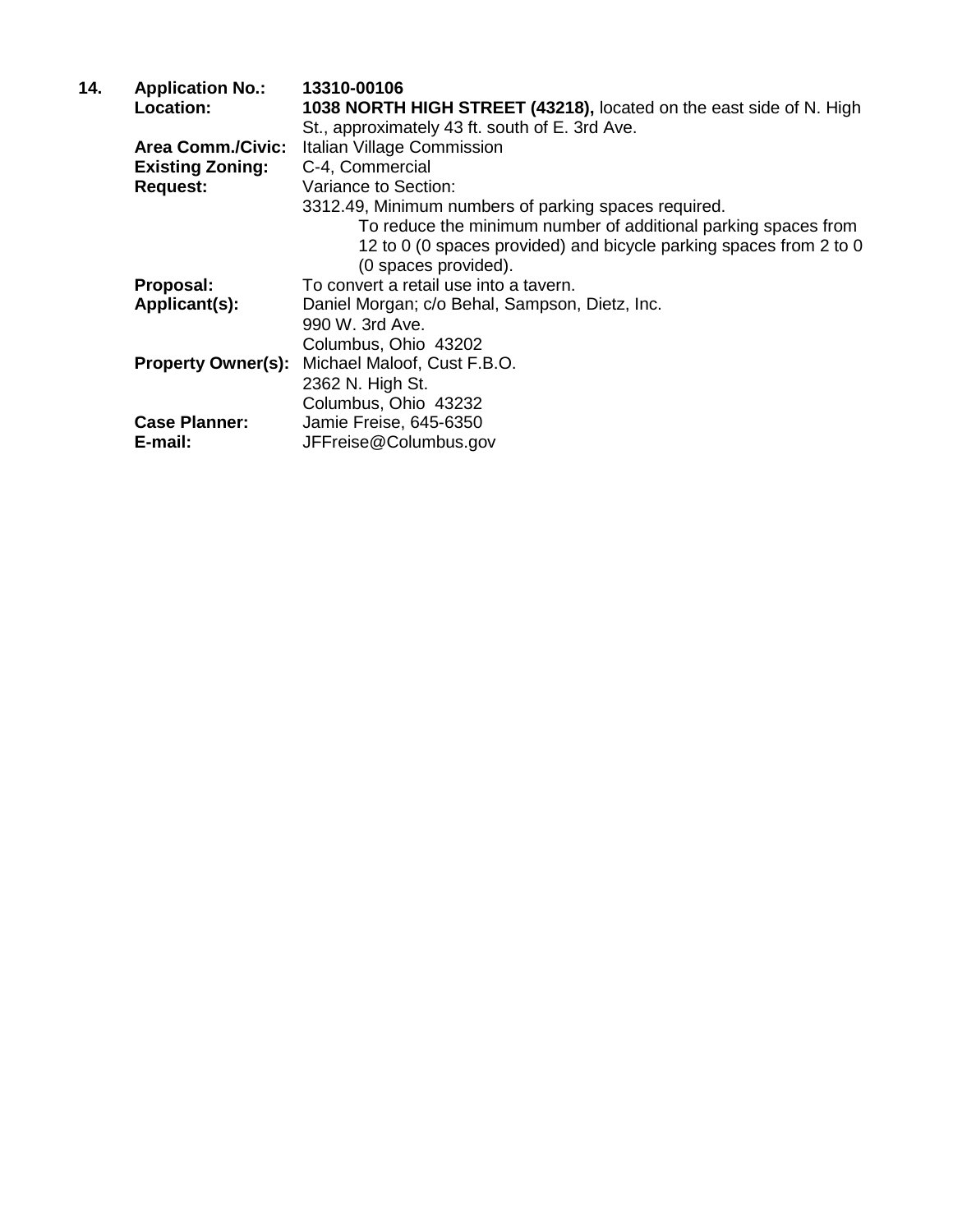**14.** **Application No.:** **13310-00106**

**Location:** **1038 NORTH HIGH STREET (43218),** located on the east side of N. High St., approximately 43 ft. south of E. 3rd Ave.

**Area Comm./Civic:** Italian Village Commission

**Existing Zoning:** C-4, Commercial

**Request:** Variance to Section:

3312.49, Minimum numbers of parking spaces required.

To reduce the minimum number of additional parking spaces from 12 to 0 (0 spaces provided) and bicycle parking spaces from 2 to 0 (0 spaces provided).

**Proposal:** To convert a retail use into a tavern.

**Applicant(s):** Daniel Morgan; c/o Behal, Sampson, Dietz, Inc.
990 W. 3rd Ave.
Columbus, Ohio 43202

**Property Owner(s):** Michael Maloof, Cust F.B.O.
2362 N. High St.
Columbus, Ohio 43232

**Case Planner:** Jamie Freise, 645-6350

**E-mail:** JFFreise@Columbus.gov